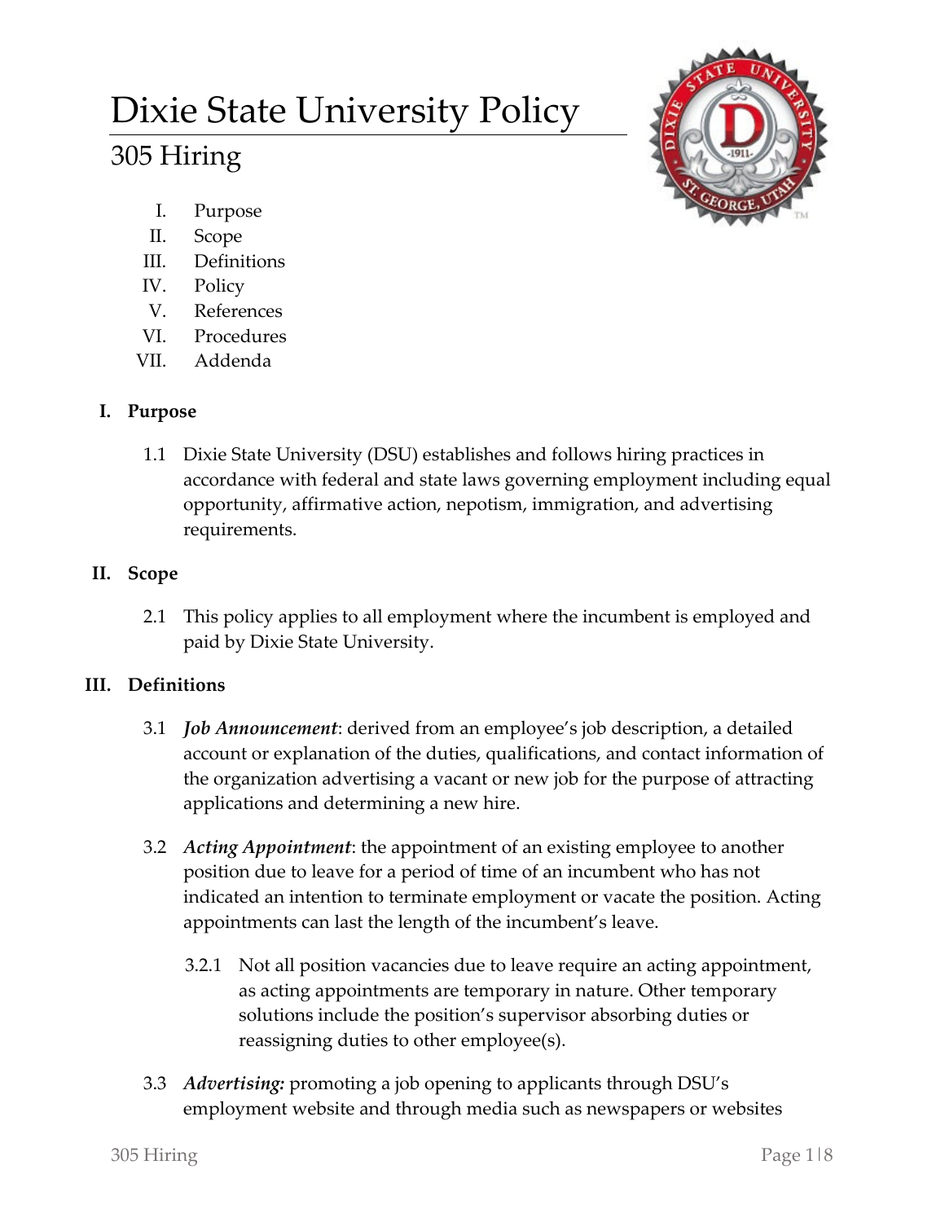# Dixie State University Policy

## 305 Hiring

- I. Purpose
- II. Scope
- III. Definitions
- IV. Policy
- V. References
- VI. Procedures
- VII. Addenda

### I. Purpose

1.1 Dixie State University (DSU) establishes and follows hiring practices in accordance with federal and state laws governing employment including equal opportunity, affirmative action, nepotism, immigration, and advertising requirements.

### II. Scope

2.1 This policy applies to all employment where the incumbent is employed and paid by Dixie State University.

### III. Definitions

3.1 ***Job Announcement***: derived from an employee's job description, a detailed account or explanation of the duties, qualifications, and contact information of the organization advertising a vacant or new job for the purpose of attracting applications and determining a new hire.

3.2 ***Acting Appointment***: the appointment of an existing employee to another position due to leave for a period of time of an incumbent who has not indicated an intention to terminate employment or vacate the position. Acting appointments can last the length of the incumbent's leave.

3.2.1 Not all position vacancies due to leave require an acting appointment, as acting appointments are temporary in nature. Other temporary solutions include the position's supervisor absorbing duties or reassigning duties to other employee(s).

3.3 ***Advertising:*** promoting a job opening to applicants through DSU's employment website and through media such as newspapers or websites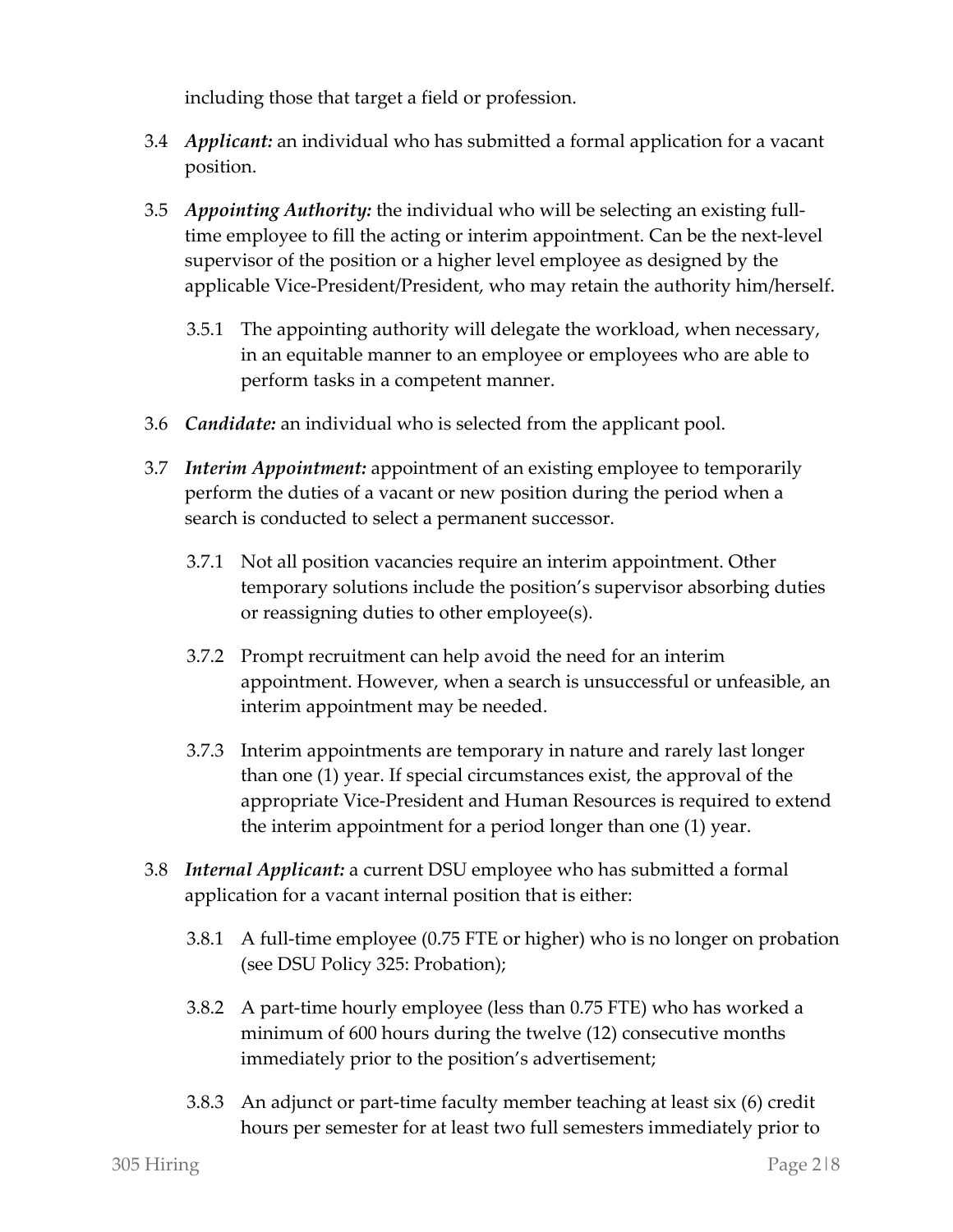including those that target a field or profession.

3.4 ***Applicant:*** an individual who has submitted a formal application for a vacant position.

3.5 ***Appointing Authority:*** the individual who will be selecting an existing full-time employee to fill the acting or interim appointment. Can be the next-level supervisor of the position or a higher level employee as designed by the applicable Vice-President/President, who may retain the authority him/herself.

3.5.1 The appointing authority will delegate the workload, when necessary, in an equitable manner to an employee or employees who are able to perform tasks in a competent manner.

3.6 ***Candidate:*** an individual who is selected from the applicant pool.

3.7 ***Interim Appointment:*** appointment of an existing employee to temporarily perform the duties of a vacant or new position during the period when a search is conducted to select a permanent successor.

3.7.1 Not all position vacancies require an interim appointment. Other temporary solutions include the position's supervisor absorbing duties or reassigning duties to other employee(s).

3.7.2 Prompt recruitment can help avoid the need for an interim appointment. However, when a search is unsuccessful or unfeasible, an interim appointment may be needed.

3.7.3 Interim appointments are temporary in nature and rarely last longer than one (1) year. If special circumstances exist, the approval of the appropriate Vice-President and Human Resources is required to extend the interim appointment for a period longer than one (1) year.

3.8 ***Internal Applicant:*** a current DSU employee who has submitted a formal application for a vacant internal position that is either:

3.8.1 A full-time employee (0.75 FTE or higher) who is no longer on probation (see DSU Policy 325: Probation);

3.8.2 A part-time hourly employee (less than 0.75 FTE) who has worked a minimum of 600 hours during the twelve (12) consecutive months immediately prior to the position's advertisement;

3.8.3 An adjunct or part-time faculty member teaching at least six (6) credit hours per semester for at least two full semesters immediately prior to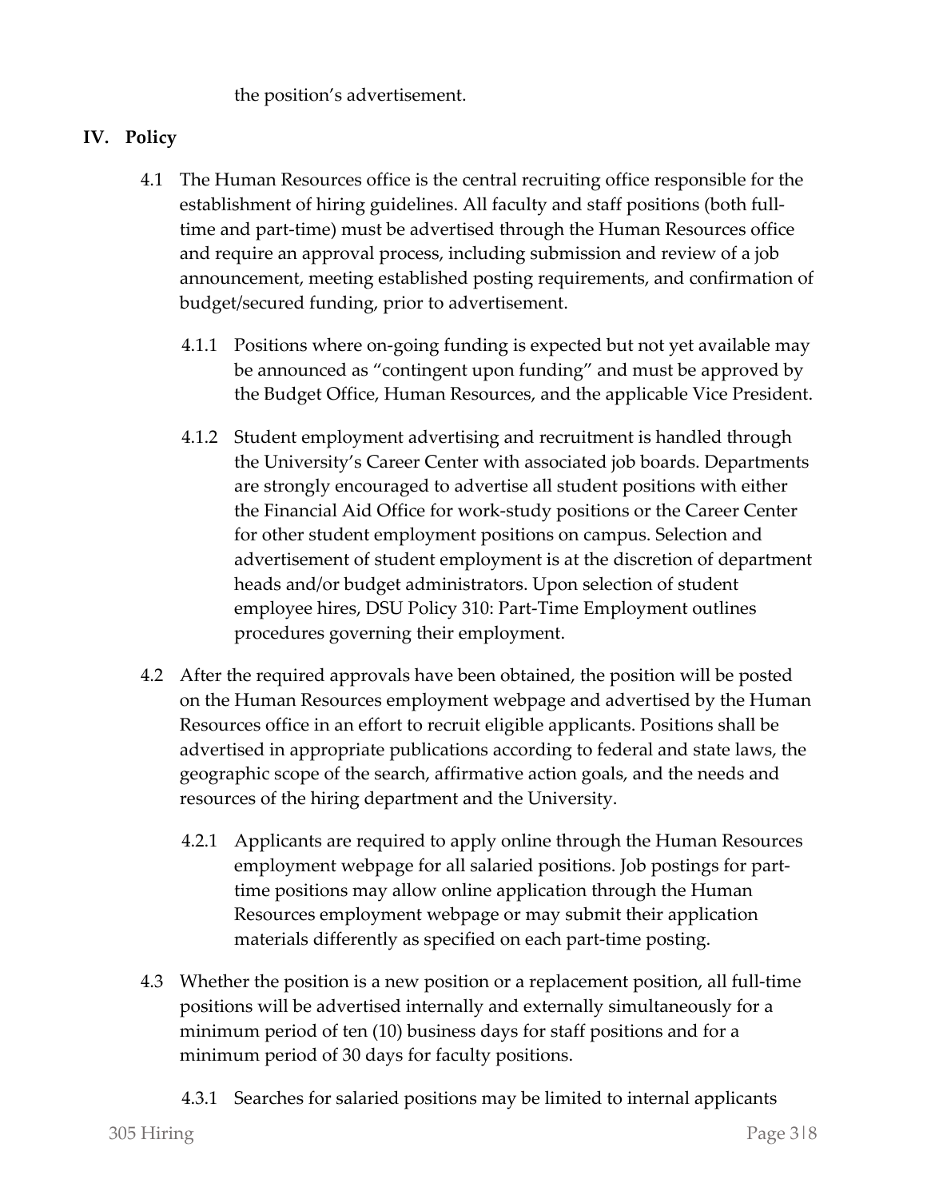the position's advertisement.

## IV. Policy

4.1 The Human Resources office is the central recruiting office responsible for the establishment of hiring guidelines. All faculty and staff positions (both full-time and part-time) must be advertised through the Human Resources office and require an approval process, including submission and review of a job announcement, meeting established posting requirements, and confirmation of budget/secured funding, prior to advertisement.

4.1.1 Positions where on-going funding is expected but not yet available may be announced as "contingent upon funding" and must be approved by the Budget Office, Human Resources, and the applicable Vice President.

4.1.2 Student employment advertising and recruitment is handled through the University's Career Center with associated job boards. Departments are strongly encouraged to advertise all student positions with either the Financial Aid Office for work-study positions or the Career Center for other student employment positions on campus. Selection and advertisement of student employment is at the discretion of department heads and/or budget administrators. Upon selection of student employee hires, DSU Policy 310: Part-Time Employment outlines procedures governing their employment.

4.2 After the required approvals have been obtained, the position will be posted on the Human Resources employment webpage and advertised by the Human Resources office in an effort to recruit eligible applicants. Positions shall be advertised in appropriate publications according to federal and state laws, the geographic scope of the search, affirmative action goals, and the needs and resources of the hiring department and the University.

4.2.1 Applicants are required to apply online through the Human Resources employment webpage for all salaried positions. Job postings for part-time positions may allow online application through the Human Resources employment webpage or may submit their application materials differently as specified on each part-time posting.

4.3 Whether the position is a new position or a replacement position, all full-time positions will be advertised internally and externally simultaneously for a minimum period of ten (10) business days for staff positions and for a minimum period of 30 days for faculty positions.

4.3.1 Searches for salaried positions may be limited to internal applicants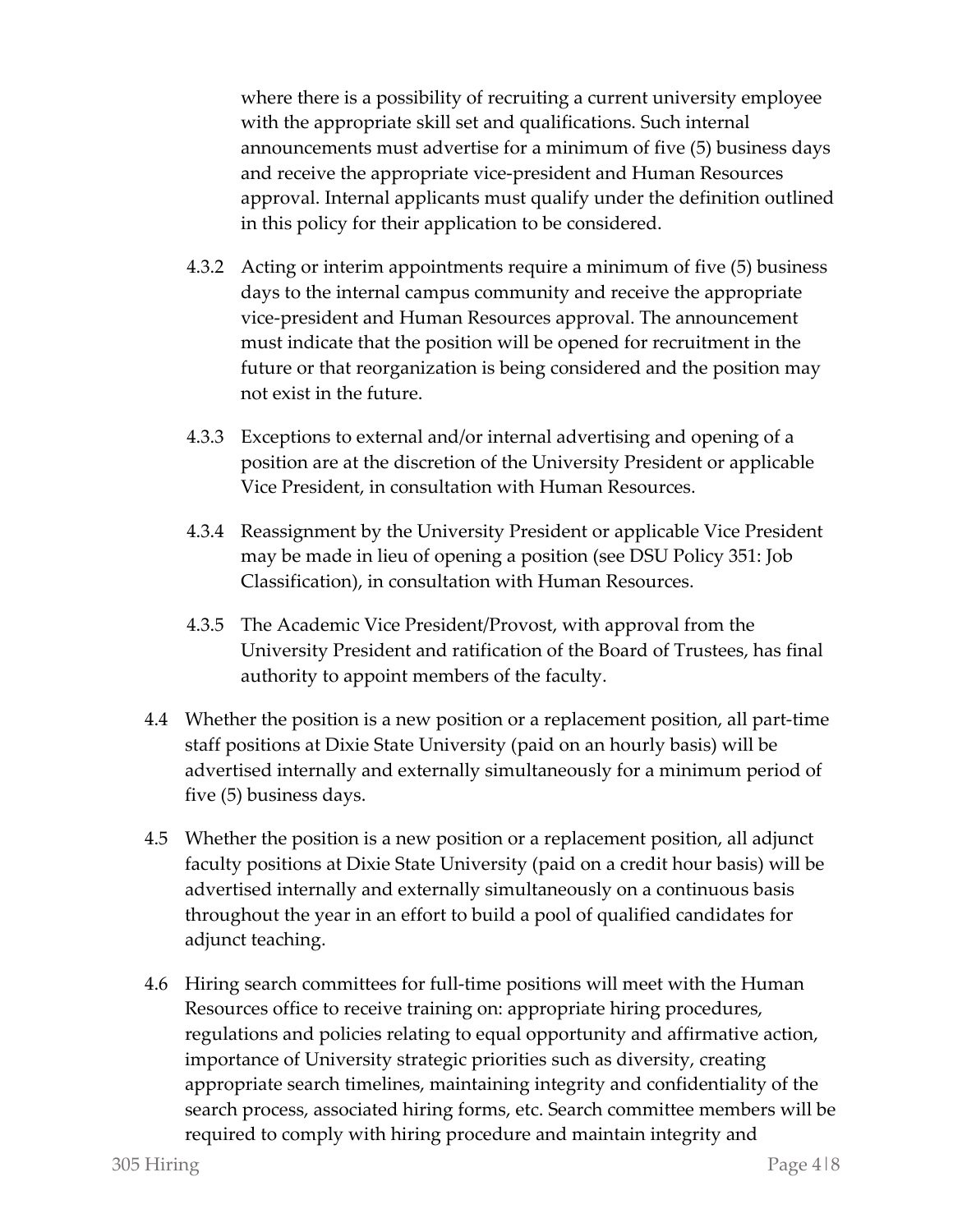where there is a possibility of recruiting a current university employee with the appropriate skill set and qualifications. Such internal announcements must advertise for a minimum of five (5) business days and receive the appropriate vice-president and Human Resources approval. Internal applicants must qualify under the definition outlined in this policy for their application to be considered.

4.3.2 Acting or interim appointments require a minimum of five (5) business days to the internal campus community and receive the appropriate vice-president and Human Resources approval. The announcement must indicate that the position will be opened for recruitment in the future or that reorganization is being considered and the position may not exist in the future.

4.3.3 Exceptions to external and/or internal advertising and opening of a position are at the discretion of the University President or applicable Vice President, in consultation with Human Resources.

4.3.4 Reassignment by the University President or applicable Vice President may be made in lieu of opening a position (see DSU Policy 351: Job Classification), in consultation with Human Resources.

4.3.5 The Academic Vice President/Provost, with approval from the University President and ratification of the Board of Trustees, has final authority to appoint members of the faculty.

4.4 Whether the position is a new position or a replacement position, all part-time staff positions at Dixie State University (paid on an hourly basis) will be advertised internally and externally simultaneously for a minimum period of five (5) business days.

4.5 Whether the position is a new position or a replacement position, all adjunct faculty positions at Dixie State University (paid on a credit hour basis) will be advertised internally and externally simultaneously on a continuous basis throughout the year in an effort to build a pool of qualified candidates for adjunct teaching.

4.6 Hiring search committees for full-time positions will meet with the Human Resources office to receive training on: appropriate hiring procedures, regulations and policies relating to equal opportunity and affirmative action, importance of University strategic priorities such as diversity, creating appropriate search timelines, maintaining integrity and confidentiality of the search process, associated hiring forms, etc. Search committee members will be required to comply with hiring procedure and maintain integrity and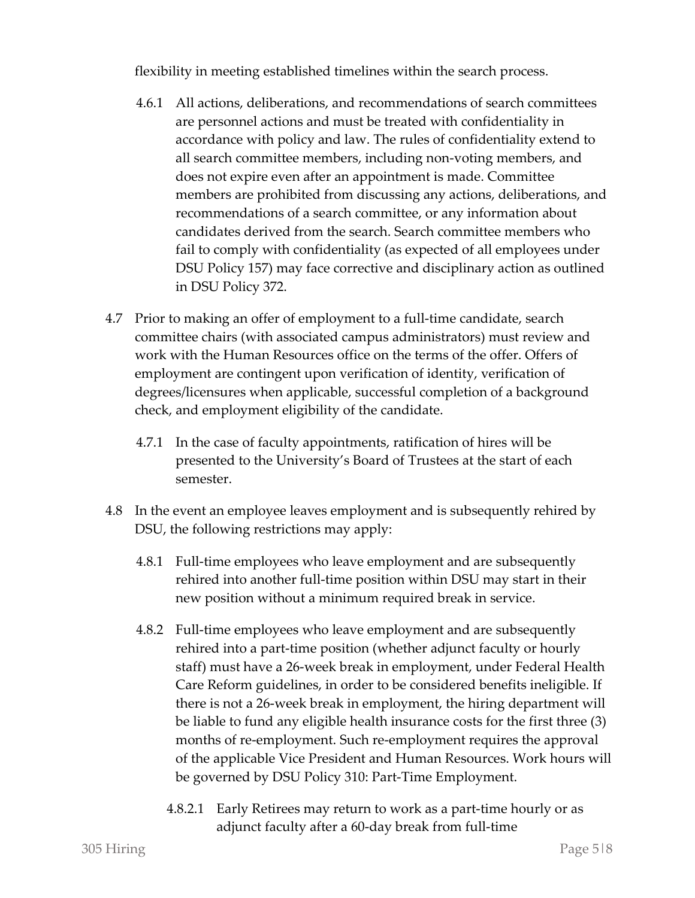flexibility in meeting established timelines within the search process.

4.6.1 All actions, deliberations, and recommendations of search committees are personnel actions and must be treated with confidentiality in accordance with policy and law. The rules of confidentiality extend to all search committee members, including non-voting members, and does not expire even after an appointment is made. Committee members are prohibited from discussing any actions, deliberations, and recommendations of a search committee, or any information about candidates derived from the search. Search committee members who fail to comply with confidentiality (as expected of all employees under DSU Policy 157) may face corrective and disciplinary action as outlined in DSU Policy 372.

4.7 Prior to making an offer of employment to a full-time candidate, search committee chairs (with associated campus administrators) must review and work with the Human Resources office on the terms of the offer. Offers of employment are contingent upon verification of identity, verification of degrees/licensures when applicable, successful completion of a background check, and employment eligibility of the candidate.

4.7.1 In the case of faculty appointments, ratification of hires will be presented to the University's Board of Trustees at the start of each semester.

4.8 In the event an employee leaves employment and is subsequently rehired by DSU, the following restrictions may apply:

4.8.1 Full-time employees who leave employment and are subsequently rehired into another full-time position within DSU may start in their new position without a minimum required break in service.

4.8.2 Full-time employees who leave employment and are subsequently rehired into a part-time position (whether adjunct faculty or hourly staff) must have a 26-week break in employment, under Federal Health Care Reform guidelines, in order to be considered benefits ineligible. If there is not a 26-week break in employment, the hiring department will be liable to fund any eligible health insurance costs for the first three (3) months of re-employment. Such re-employment requires the approval of the applicable Vice President and Human Resources. Work hours will be governed by DSU Policy 310: Part-Time Employment.

4.8.2.1 Early Retirees may return to work as a part-time hourly or as adjunct faculty after a 60-day break from full-time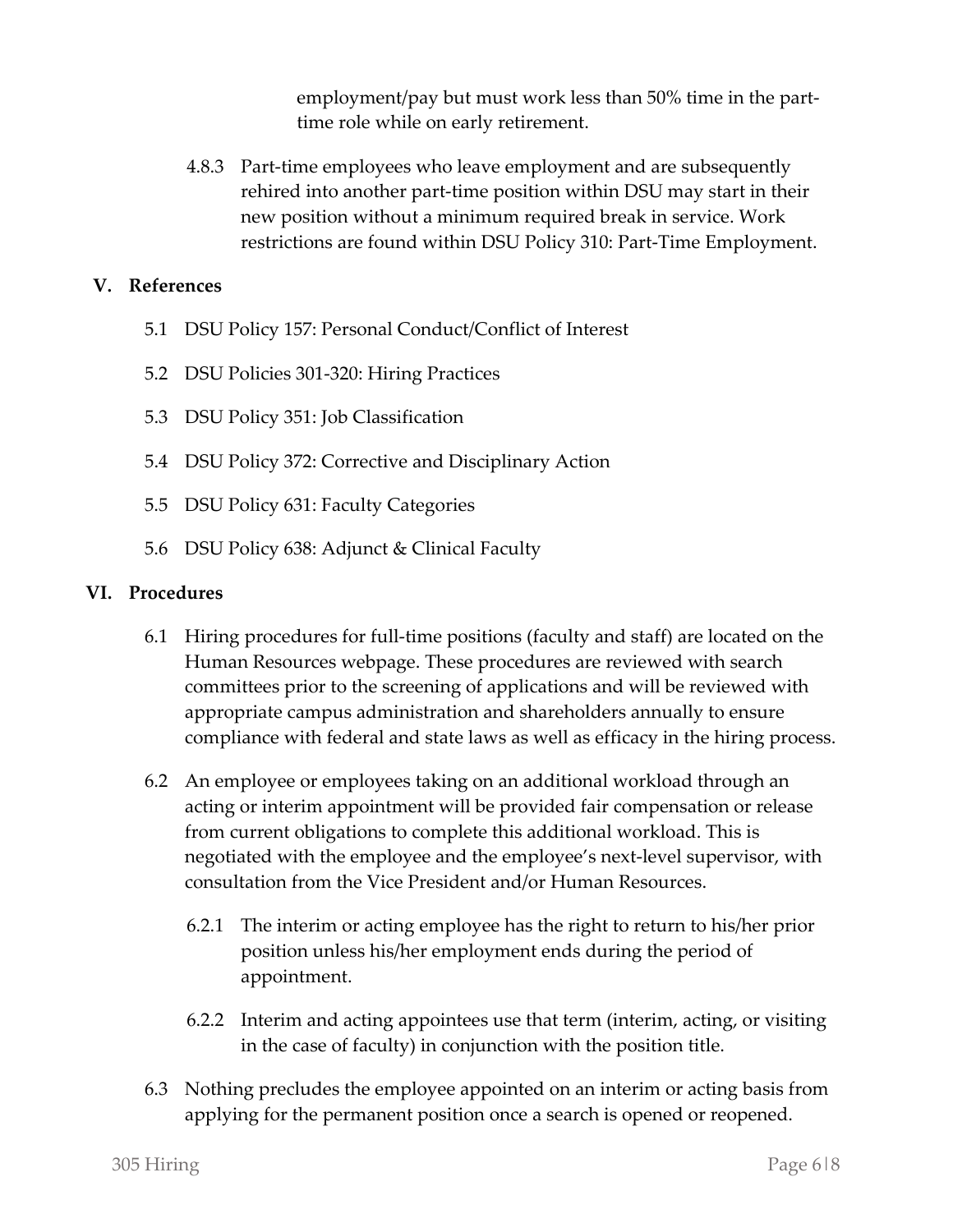employment/pay but must work less than 50% time in the part-time role while on early retirement.

4.8.3 Part-time employees who leave employment and are subsequently rehired into another part-time position within DSU may start in their new position without a minimum required break in service. Work restrictions are found within DSU Policy 310: Part-Time Employment.

## V. References

5.1 DSU Policy 157: Personal Conduct/Conflict of Interest

5.2 DSU Policies 301-320: Hiring Practices

5.3 DSU Policy 351: Job Classification

5.4 DSU Policy 372: Corrective and Disciplinary Action

5.5 DSU Policy 631: Faculty Categories

5.6 DSU Policy 638: Adjunct & Clinical Faculty

## VI. Procedures

6.1 Hiring procedures for full-time positions (faculty and staff) are located on the Human Resources webpage. These procedures are reviewed with search committees prior to the screening of applications and will be reviewed with appropriate campus administration and shareholders annually to ensure compliance with federal and state laws as well as efficacy in the hiring process.

6.2 An employee or employees taking on an additional workload through an acting or interim appointment will be provided fair compensation or release from current obligations to complete this additional workload. This is negotiated with the employee and the employee's next-level supervisor, with consultation from the Vice President and/or Human Resources.

6.2.1 The interim or acting employee has the right to return to his/her prior position unless his/her employment ends during the period of appointment.

6.2.2 Interim and acting appointees use that term (interim, acting, or visiting in the case of faculty) in conjunction with the position title.

6.3 Nothing precludes the employee appointed on an interim or acting basis from applying for the permanent position once a search is opened or reopened.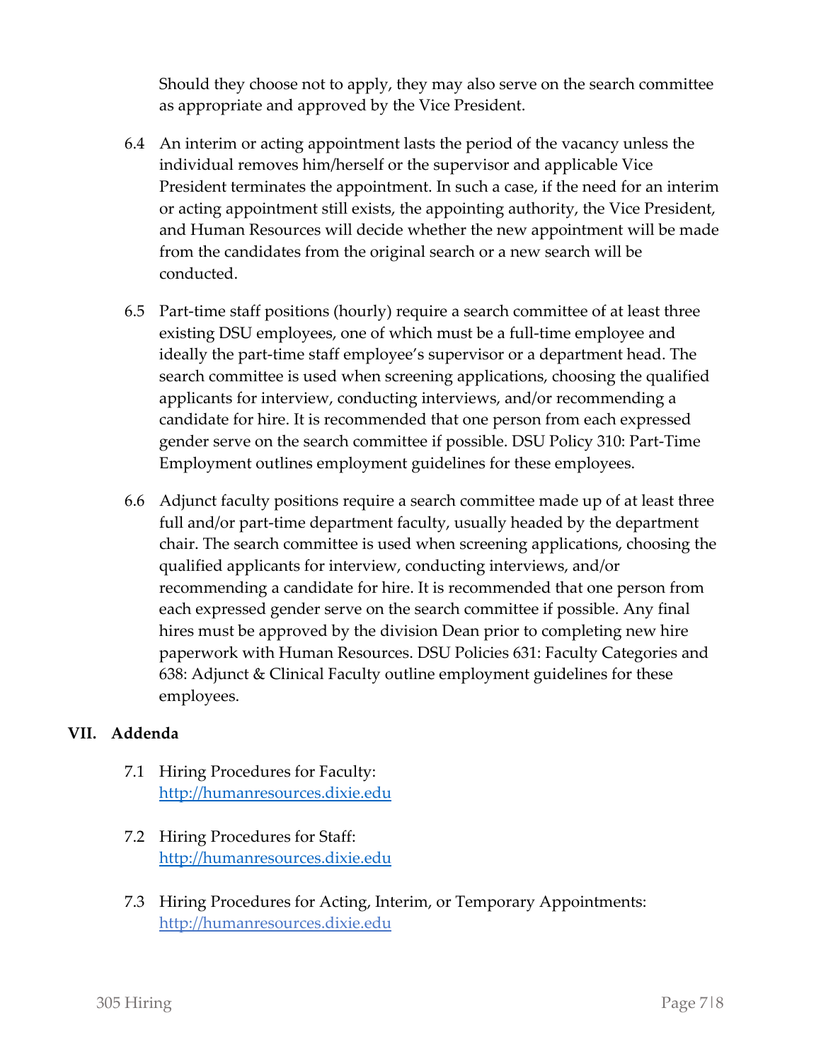Should they choose not to apply, they may also serve on the search committee as appropriate and approved by the Vice President.

6.4 An interim or acting appointment lasts the period of the vacancy unless the individual removes him/herself or the supervisor and applicable Vice President terminates the appointment. In such a case, if the need for an interim or acting appointment still exists, the appointing authority, the Vice President, and Human Resources will decide whether the new appointment will be made from the candidates from the original search or a new search will be conducted.

6.5 Part-time staff positions (hourly) require a search committee of at least three existing DSU employees, one of which must be a full-time employee and ideally the part-time staff employee's supervisor or a department head. The search committee is used when screening applications, choosing the qualified applicants for interview, conducting interviews, and/or recommending a candidate for hire. It is recommended that one person from each expressed gender serve on the search committee if possible. DSU Policy 310: Part-Time Employment outlines employment guidelines for these employees.

6.6 Adjunct faculty positions require a search committee made up of at least three full and/or part-time department faculty, usually headed by the department chair. The search committee is used when screening applications, choosing the qualified applicants for interview, conducting interviews, and/or recommending a candidate for hire. It is recommended that one person from each expressed gender serve on the search committee if possible. Any final hires must be approved by the division Dean prior to completing new hire paperwork with Human Resources. DSU Policies 631: Faculty Categories and 638: Adjunct & Clinical Faculty outline employment guidelines for these employees.

## VII. Addenda

7.1 Hiring Procedures for Faculty: http://humanresources.dixie.edu

7.2 Hiring Procedures for Staff: http://humanresources.dixie.edu

7.3 Hiring Procedures for Acting, Interim, or Temporary Appointments: http://humanresources.dixie.edu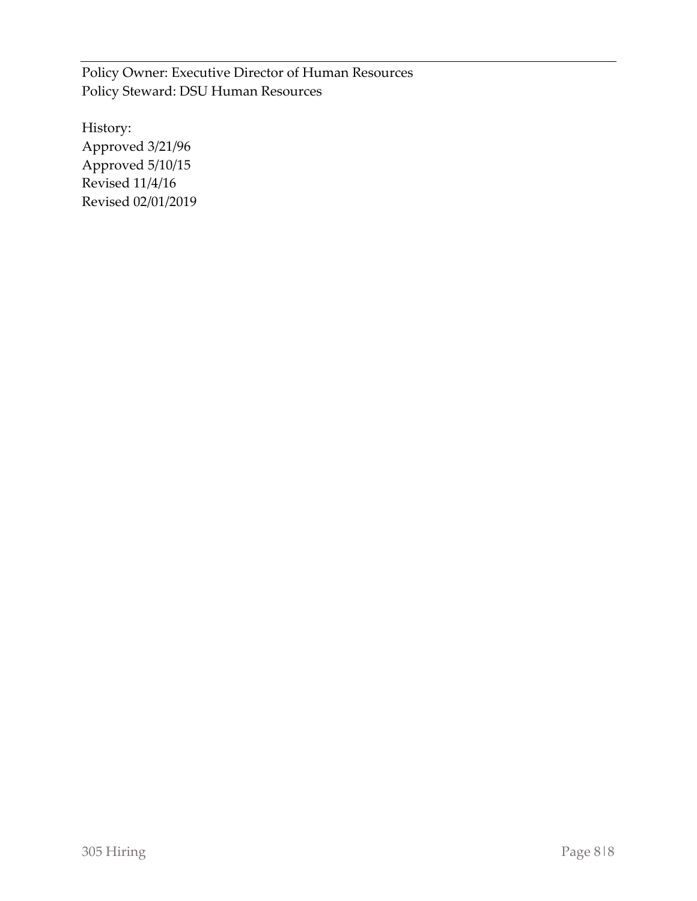Policy Owner: Executive Director of Human Resources
Policy Steward: DSU Human Resources

History:
Approved 3/21/96
Approved 5/10/15
Revised 11/4/16
Revised 02/01/2019